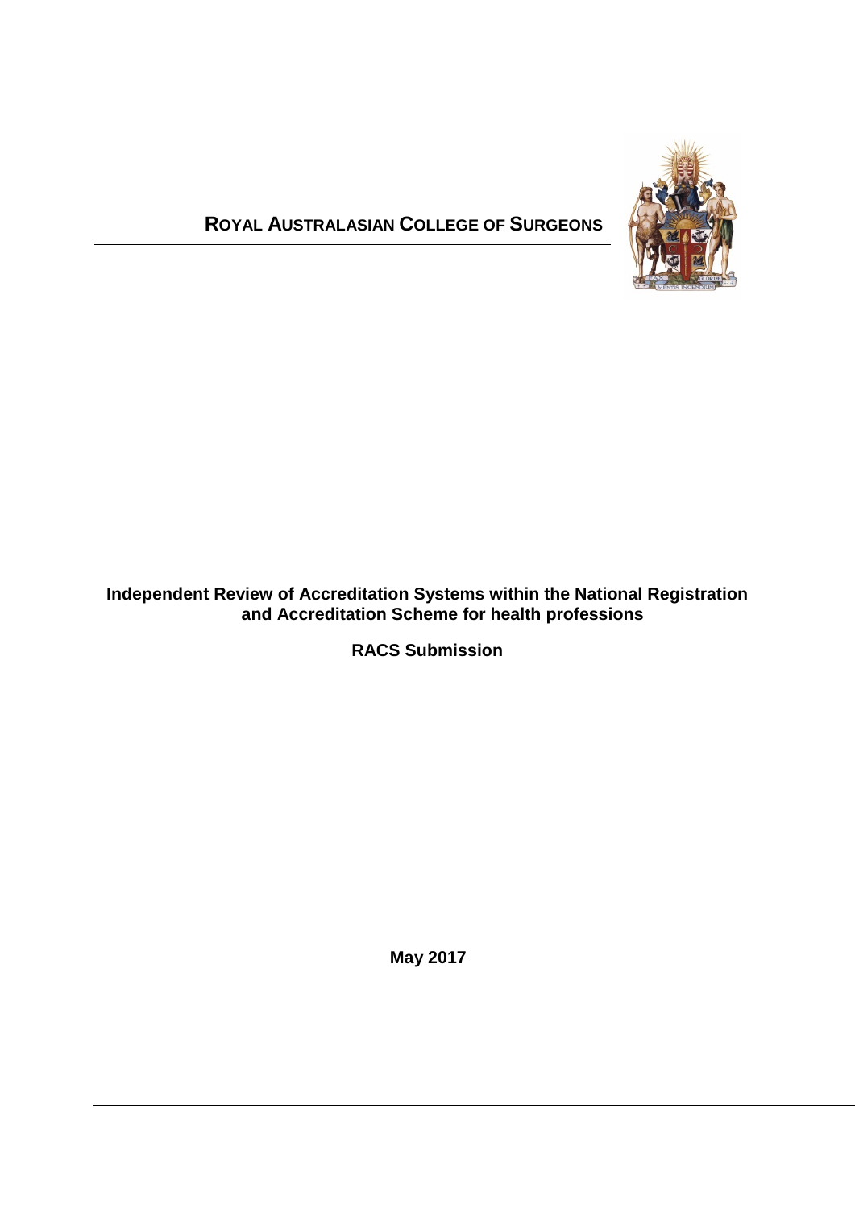**ROYAL AUSTRALASIAN COLLEGE OF SURGEONS**

# Independent Review of Accreditation Systems within the National Registration and Accreditation Scheme for health professions

## RACS Submission

**May 2017**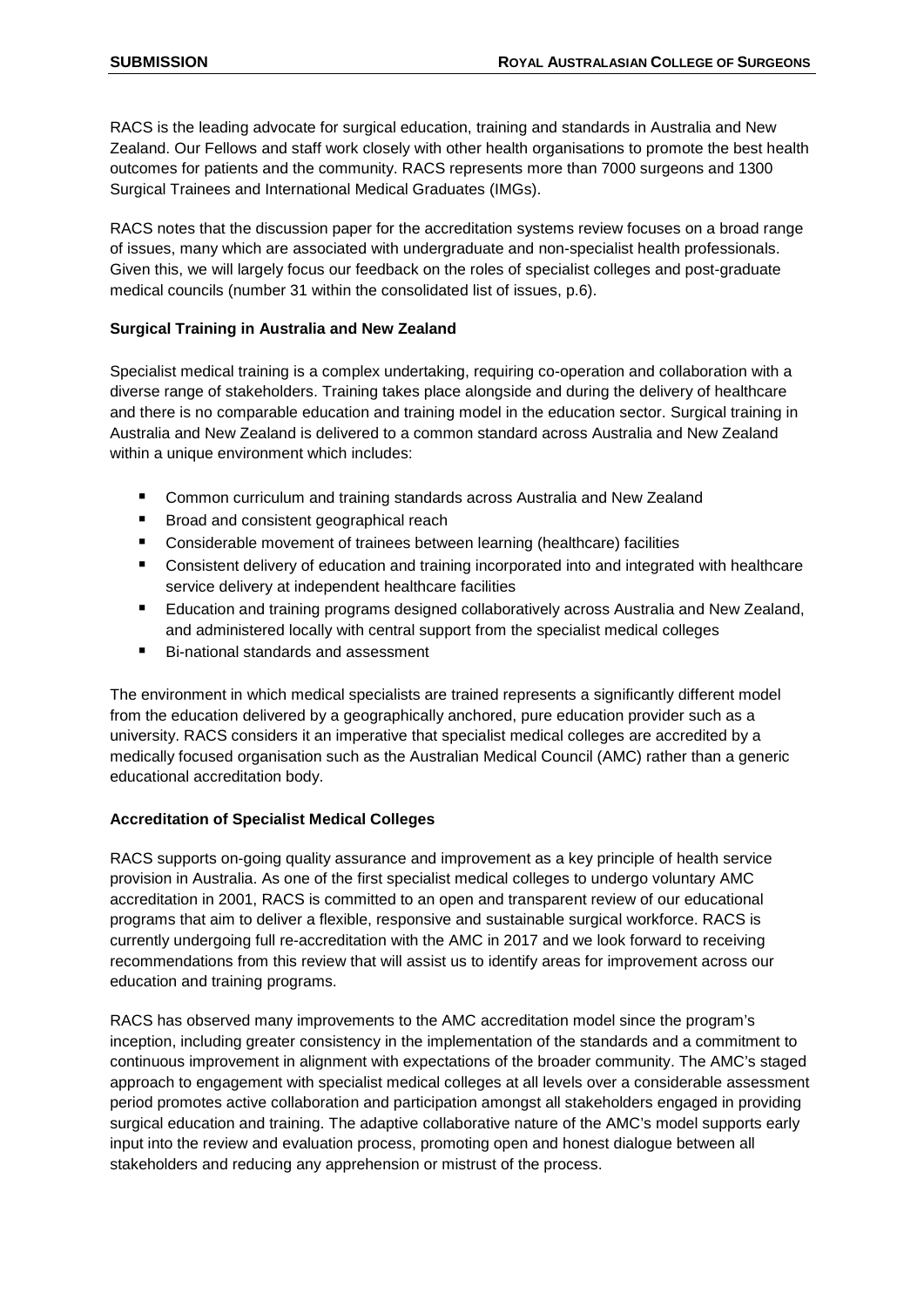RACS is the leading advocate for surgical education, training and standards in Australia and New Zealand. Our Fellows and staff work closely with other health organisations to promote the best health outcomes for patients and the community. RACS represents more than 7000 surgeons and 1300 Surgical Trainees and International Medical Graduates (IMGs).

RACS notes that the discussion paper for the accreditation systems review focuses on a broad range of issues, many which are associated with undergraduate and non-specialist health professionals. Given this, we will largely focus our feedback on the roles of specialist colleges and post-graduate medical councils (number 31 within the consolidated list of issues, p.6).

**Surgical Training in Australia and New Zealand**

Specialist medical training is a complex undertaking, requiring co-operation and collaboration with a diverse range of stakeholders. Training takes place alongside and during the delivery of healthcare and there is no comparable education and training model in the education sector. Surgical training in Australia and New Zealand is delivered to a common standard across Australia and New Zealand within a unique environment which includes:

- Common curriculum and training standards across Australia and New Zealand
- Broad and consistent geographical reach
- Considerable movement of trainees between learning (healthcare) facilities
- Consistent delivery of education and training incorporated into and integrated with healthcare service delivery at independent healthcare facilities
- Education and training programs designed collaboratively across Australia and New Zealand, and administered locally with central support from the specialist medical colleges
- Bi-national standards and assessment

The environment in which medical specialists are trained represents a significantly different model from the education delivered by a geographically anchored, pure education provider such as a university. RACS considers it an imperative that specialist medical colleges are accredited by a medically focused organisation such as the Australian Medical Council (AMC) rather than a generic educational accreditation body.

**Accreditation of Specialist Medical Colleges**

RACS supports on-going quality assurance and improvement as a key principle of health service provision in Australia. As one of the first specialist medical colleges to undergo voluntary AMC accreditation in 2001, RACS is committed to an open and transparent review of our educational programs that aim to deliver a flexible, responsive and sustainable surgical workforce. RACS is currently undergoing full re-accreditation with the AMC in 2017 and we look forward to receiving recommendations from this review that will assist us to identify areas for improvement across our education and training programs.

RACS has observed many improvements to the AMC accreditation model since the program's inception, including greater consistency in the implementation of the standards and a commitment to continuous improvement in alignment with expectations of the broader community. The AMC's staged approach to engagement with specialist medical colleges at all levels over a considerable assessment period promotes active collaboration and participation amongst all stakeholders engaged in providing surgical education and training. The adaptive collaborative nature of the AMC's model supports early input into the review and evaluation process, promoting open and honest dialogue between all stakeholders and reducing any apprehension or mistrust of the process.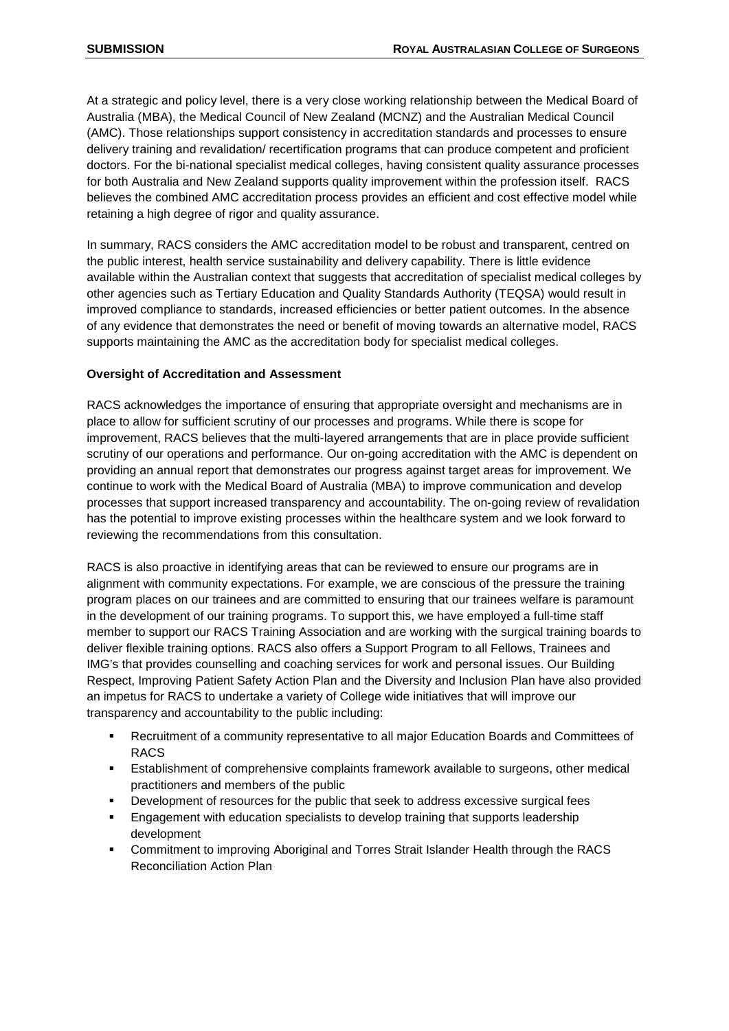At a strategic and policy level, there is a very close working relationship between the Medical Board of Australia (MBA), the Medical Council of New Zealand (MCNZ) and the Australian Medical Council (AMC). Those relationships support consistency in accreditation standards and processes to ensure delivery training and revalidation/ recertification programs that can produce competent and proficient doctors. For the bi-national specialist medical colleges, having consistent quality assurance processes for both Australia and New Zealand supports quality improvement within the profession itself. RACS believes the combined AMC accreditation process provides an efficient and cost effective model while retaining a high degree of rigor and quality assurance.

In summary, RACS considers the AMC accreditation model to be robust and transparent, centred on the public interest, health service sustainability and delivery capability. There is little evidence available within the Australian context that suggests that accreditation of specialist medical colleges by other agencies such as Tertiary Education and Quality Standards Authority (TEQSA) would result in improved compliance to standards, increased efficiencies or better patient outcomes. In the absence of any evidence that demonstrates the need or benefit of moving towards an alternative model, RACS supports maintaining the AMC as the accreditation body for specialist medical colleges.

**Oversight of Accreditation and Assessment**

RACS acknowledges the importance of ensuring that appropriate oversight and mechanisms are in place to allow for sufficient scrutiny of our processes and programs. While there is scope for improvement, RACS believes that the multi-layered arrangements that are in place provide sufficient scrutiny of our operations and performance. Our on-going accreditation with the AMC is dependent on providing an annual report that demonstrates our progress against target areas for improvement. We continue to work with the Medical Board of Australia (MBA) to improve communication and develop processes that support increased transparency and accountability. The on-going review of revalidation has the potential to improve existing processes within the healthcare system and we look forward to reviewing the recommendations from this consultation.

RACS is also proactive in identifying areas that can be reviewed to ensure our programs are in alignment with community expectations. For example, we are conscious of the pressure the training program places on our trainees and are committed to ensuring that our trainees welfare is paramount in the development of our training programs. To support this, we have employed a full-time staff member to support our RACS Training Association and are working with the surgical training boards to deliver flexible training options. RACS also offers a Support Program to all Fellows, Trainees and IMG's that provides counselling and coaching services for work and personal issues. Our Building Respect, Improving Patient Safety Action Plan and the Diversity and Inclusion Plan have also provided an impetus for RACS to undertake a variety of College wide initiatives that will improve our transparency and accountability to the public including:

- Recruitment of a community representative to all major Education Boards and Committees of RACS
- Establishment of comprehensive complaints framework available to surgeons, other medical practitioners and members of the public
- Development of resources for the public that seek to address excessive surgical fees
- Engagement with education specialists to develop training that supports leadership development
- Commitment to improving Aboriginal and Torres Strait Islander Health through the RACS Reconciliation Action Plan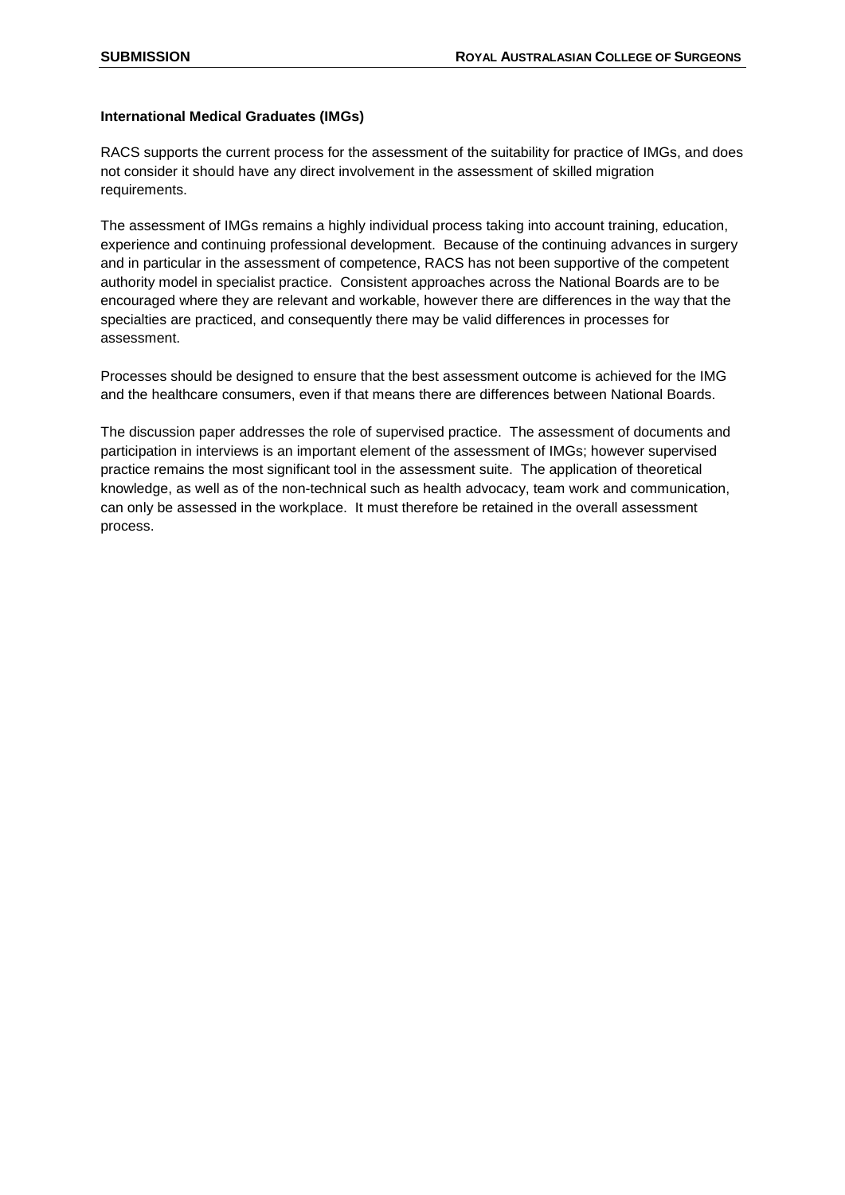**International Medical Graduates (IMGs)**

RACS supports the current process for the assessment of the suitability for practice of IMGs, and does not consider it should have any direct involvement in the assessment of skilled migration requirements.

The assessment of IMGs remains a highly individual process taking into account training, education, experience and continuing professional development. Because of the continuing advances in surgery and in particular in the assessment of competence, RACS has not been supportive of the competent authority model in specialist practice. Consistent approaches across the National Boards are to be encouraged where they are relevant and workable, however there are differences in the way that the specialties are practiced, and consequently there may be valid differences in processes for assessment.

Processes should be designed to ensure that the best assessment outcome is achieved for the IMG and the healthcare consumers, even if that means there are differences between National Boards.

The discussion paper addresses the role of supervised practice. The assessment of documents and participation in interviews is an important element of the assessment of IMGs; however supervised practice remains the most significant tool in the assessment suite. The application of theoretical knowledge, as well as of the non-technical such as health advocacy, team work and communication, can only be assessed in the workplace. It must therefore be retained in the overall assessment process.